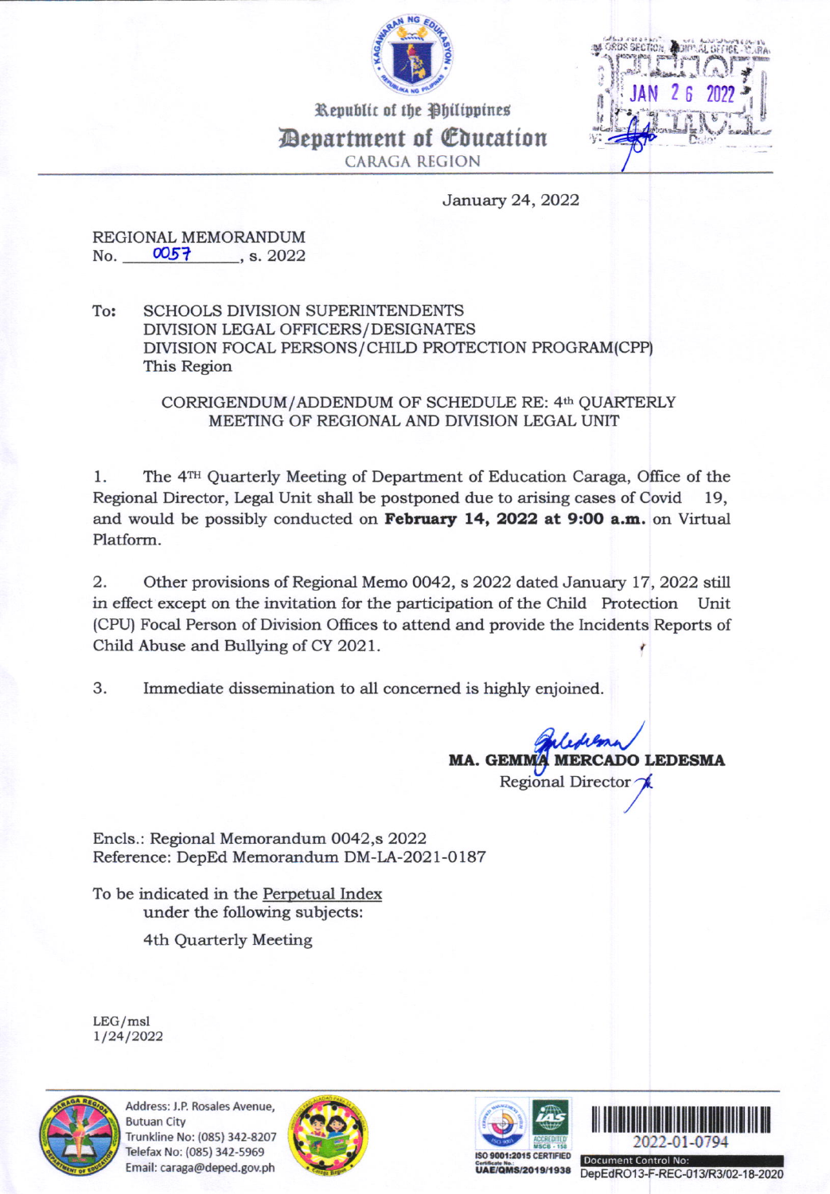Republic of the Philippines
**Department of Education**
CARAGA REGION

January 24, 2022

REGIONAL MEMORANDUM
No. 0057, s. 2022

To: SCHOOLS DIVISION SUPERINTENDENTS
DIVISION LEGAL OFFICERS/DESIGNATES
DIVISION FOCAL PERSONS/CHILD PROTECTION PROGRAM(CPP)
This Region

CORRIGENDUM/ADDENDUM OF SCHEDULE RE: 4th QUARTERLY MEETING OF REGIONAL AND DIVISION LEGAL UNIT

1. The 4TH Quarterly Meeting of Department of Education Caraga, Office of the Regional Director, Legal Unit shall be postponed due to arising cases of Covid 19, and would be possibly conducted on **February 14, 2022 at 9:00 a.m.** on Virtual Platform.

2. Other provisions of Regional Memo 0042, s 2022 dated January 17, 2022 still in effect except on the invitation for the participation of the Child Protection Unit (CPU) Focal Person of Division Offices to attend and provide the Incidents Reports of Child Abuse and Bullying of CY 2021.

3. Immediate dissemination to all concerned is highly enjoined.

**MA. GEMMA MERCADO LEDESMA**
Regional Director

Encls.: Regional Memorandum 0042,s 2022
Reference: DepEd Memorandum DM-LA-2021-0187

To be indicated in the Perpetual Index under the following subjects:

4th Quarterly Meeting

LEG/msl
1/24/2022

Address: J.P. Rosales Avenue, Butuan City
Trunkline No: (085) 342-8207
Telefax No: (085) 342-5969
Email: caraga@deped.gov.ph

ISO 9001:2015 CERTIFIED
Certificate No.: UAE/QMS/2019/1938

2022-01-0794

Document Control No: DepEdRO13-F-REC-013/R3/02-18-2020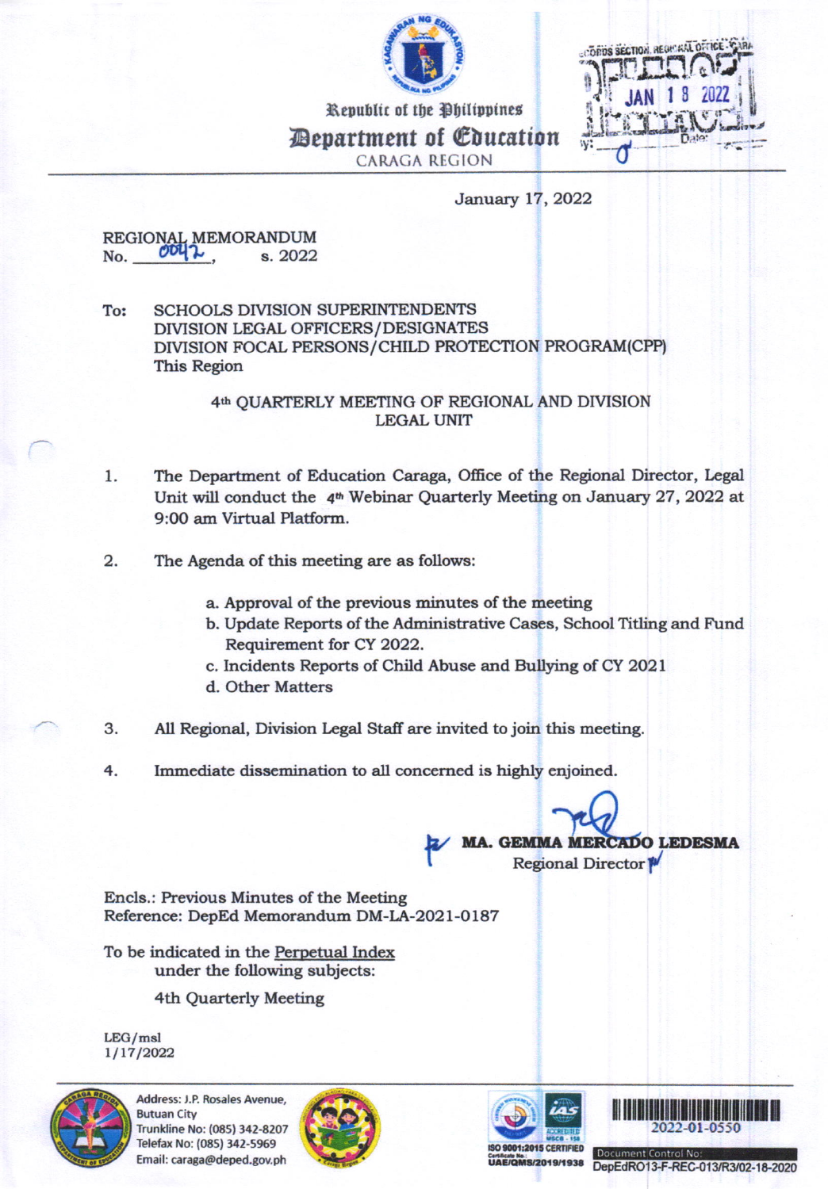Republic of the Philippines
**Department of Education**
CARAGA REGION

RECORDS SECTION, REGIONAL OFFICE, CARAGA
JAN 18 2022

January 17, 2022

REGIONAL MEMORANDUM
No. 0042, s. 2022

**To:** SCHOOLS DIVISION SUPERINTENDENTS
DIVISION LEGAL OFFICERS/DESIGNATES
DIVISION FOCAL PERSONS/CHILD PROTECTION PROGRAM(CPP)
This Region

**4th QUARTERLY MEETING OF REGIONAL AND DIVISION LEGAL UNIT**

1. The Department of Education Caraga, Office of the Regional Director, Legal Unit will conduct the 4th Webinar Quarterly Meeting on January 27, 2022 at 9:00 am Virtual Platform.

2. The Agenda of this meeting are as follows:

   a. Approval of the previous minutes of the meeting
   b. Update Reports of the Administrative Cases, School Titling and Fund Requirement for CY 2022.
   c. Incidents Reports of Child Abuse and Bullying of CY 2021
   d. Other Matters

3. All Regional, Division Legal Staff are invited to join this meeting.

4. Immediate dissemination to all concerned is highly enjoined.

**MA. GEMMA MERCADO LEDESMA**
Regional Director

Encls.: Previous Minutes of the Meeting
Reference: DepEd Memorandum DM-LA-2021-0187

To be indicated in the Perpetual Index under the following subjects:

4th Quarterly Meeting

LEG/msl
1/17/2022

Address: J.P. Rosales Avenue, Butuan City
Trunkline No: (085) 342-8207
Telefax No: (085) 342-5969
Email: caraga@deped.gov.ph

ISO 9001:2015 CERTIFIED
Certificate No.: UAE/QMS/2019/1938

2022-01-0550

Document Control No: DepEdRO13-F-REC-013/R3/02-18-2020